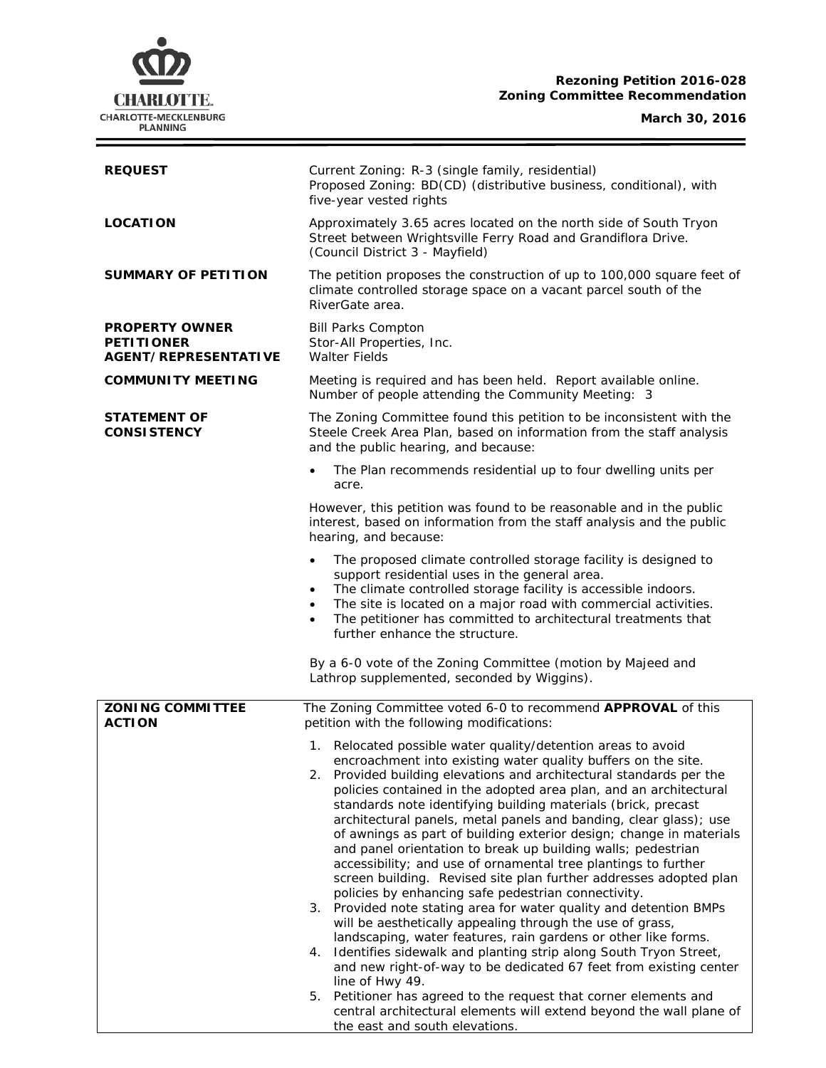**Rezoning Petition 2016-028**
**Zoning Committee Recommendation**

**March 30, 2016**

| | |
|---|---|
| **REQUEST** | Current Zoning: R-3 (single family, residential)<br>Proposed Zoning: BD(CD) (distributive business, conditional), with five-year vested rights |
| **LOCATION** | Approximately 3.65 acres located on the north side of South Tryon Street between Wrightsville Ferry Road and Grandiflora Drive. (Council District 3 - Mayfield) |
| **SUMMARY OF PETITION** | The petition proposes the construction of up to 100,000 square feet of climate controlled storage space on a vacant parcel south of the RiverGate area. |
| **PROPERTY OWNER**<br>**PETITIONER**<br>**AGENT/REPRESENTATIVE** | Bill Parks Compton<br>Stor-All Properties, Inc.<br>Walter Fields |
| **COMMUNITY MEETING** | Meeting is required and has been held. Report available online.<br>Number of people attending the Community Meeting: 3 |
| **STATEMENT OF CONSISTENCY** | The Zoning Committee found this petition to be inconsistent with the Steele Creek Area Plan, based on information from the staff analysis and the public hearing, and because:<br>• The Plan recommends residential up to four dwelling units per acre.<br><br>However, this petition was found to be reasonable and in the public interest, based on information from the staff analysis and the public hearing, and because:<br>• The proposed climate controlled storage facility is designed to support residential uses in the general area.<br>• The climate controlled storage facility is accessible indoors.<br>• The site is located on a major road with commercial activities.<br>• The petitioner has committed to architectural treatments that further enhance the structure.<br><br>By a 6-0 vote of the Zoning Committee (motion by Majeed and Lathrop supplemented, seconded by Wiggins). |
| **ZONING COMMITTEE ACTION** | The Zoning Committee voted 6-0 to recommend **APPROVAL** of this petition with the following modifications:<br>1. Relocated possible water quality/detention areas to avoid encroachment into existing water quality buffers on the site.<br>2. Provided building elevations and architectural standards per the policies contained in the adopted area plan, and an architectural standards note identifying building materials (brick, precast architectural panels, metal panels and banding, clear glass); use of awnings as part of building exterior design; change in materials and panel orientation to break up building walls; pedestrian accessibility; and use of ornamental tree plantings to further screen building. Revised site plan further addresses adopted plan policies by enhancing safe pedestrian connectivity.<br>3. Provided note stating area for water quality and detention BMPs will be aesthetically appealing through the use of grass, landscaping, water features, rain gardens or other like forms.<br>4. Identifies sidewalk and planting strip along South Tryon Street, and new right-of-way to be dedicated 67 feet from existing center line of Hwy 49.<br>5. Petitioner has agreed to the request that corner elements and central architectural elements will extend beyond the wall plane of the east and south elevations. |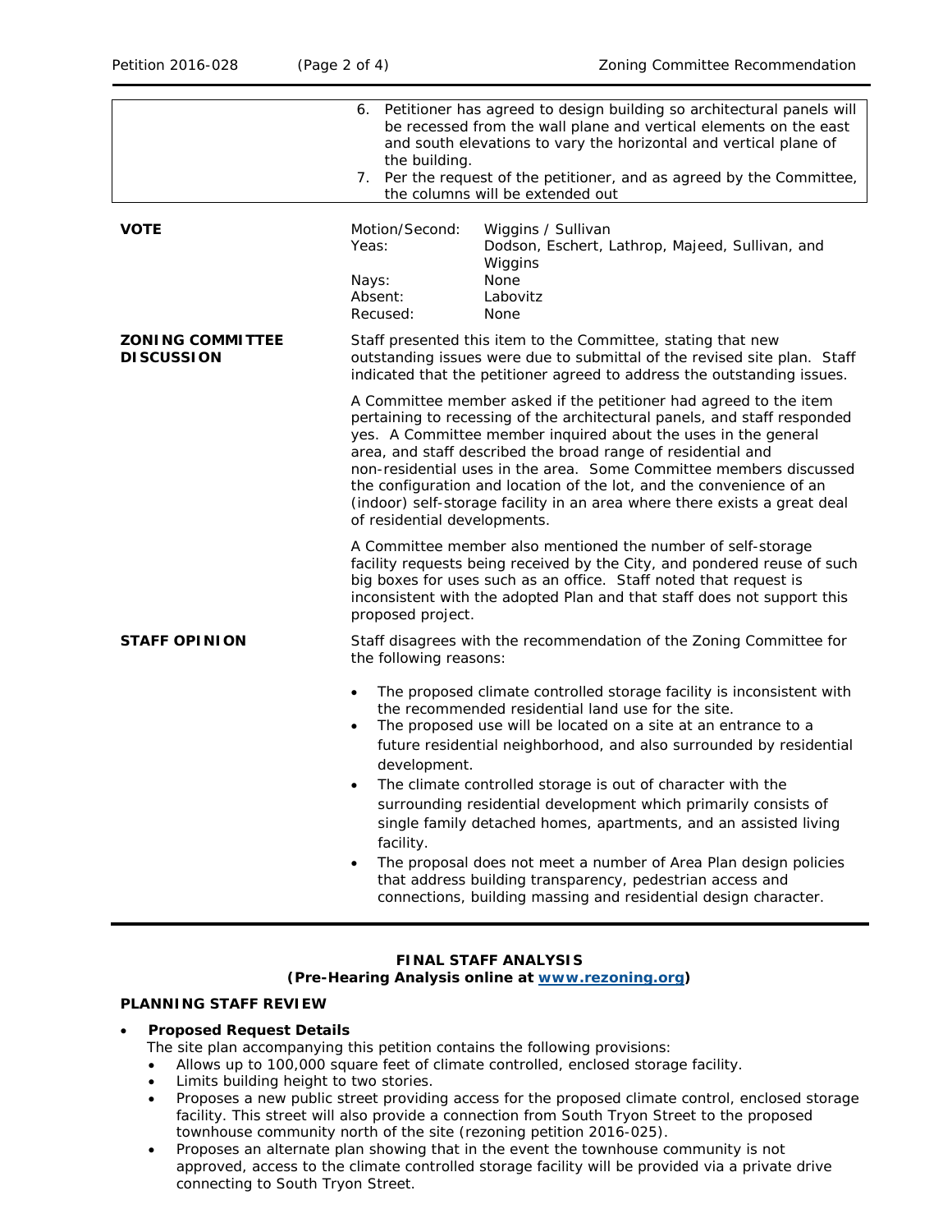| | |
|---|---|
| | 6. Petitioner has agreed to design building so architectural panels will be recessed from the wall plane and vertical elements on the east and south elevations to vary the horizontal and vertical plane of the building.<br>7. Per the request of the petitioner, and as agreed by the Committee, the columns will be extended out |

| | | |
|---|---|---|
| **VOTE** | Motion/Second: | Wiggins / Sullivan |
| | Yeas: | Dodson, Eschert, Lathrop, Majeed, Sullivan, and Wiggins |
| | Nays: | None |
| | Absent: | Labovitz |
| | Recused: | None |

**ZONING COMMITTEE DISCUSSION**

Staff presented this item to the Committee, stating that new outstanding issues were due to submittal of the revised site plan. Staff indicated that the petitioner agreed to address the outstanding issues.

A Committee member asked if the petitioner had agreed to the item pertaining to recessing of the architectural panels, and staff responded yes. A Committee member inquired about the uses in the general area, and staff described the broad range of residential and non-residential uses in the area. Some Committee members discussed the configuration and location of the lot, and the convenience of an (indoor) self-storage facility in an area where there exists a great deal of residential developments.

A Committee member also mentioned the number of self-storage facility requests being received by the City, and pondered reuse of such big boxes for uses such as an office. Staff noted that request is inconsistent with the adopted Plan and that staff does not support this proposed project.

**STAFF OPINION**

Staff disagrees with the recommendation of the Zoning Committee for the following reasons:

- The proposed climate controlled storage facility is inconsistent with the recommended residential land use for the site.
- The proposed use will be located on a site at an entrance to a future residential neighborhood, and also surrounded by residential development.
- The climate controlled storage is out of character with the surrounding residential development which primarily consists of single family detached homes, apartments, and an assisted living facility.
- The proposal does not meet a number of Area Plan design policies that address building transparency, pedestrian access and connections, building massing and residential design character.

**FINAL STAFF ANALYSIS**
**(Pre-Hearing Analysis online at [www.rezoning.org](http://www.rezoning.org))**

**PLANNING STAFF REVIEW**

- **Proposed Request Details**

  The site plan accompanying this petition contains the following provisions:
  - Allows up to 100,000 square feet of climate controlled, enclosed storage facility.
  - Limits building height to two stories.
  - Proposes a new public street providing access for the proposed climate control, enclosed storage facility. This street will also provide a connection from South Tryon Street to the proposed townhouse community north of the site (rezoning petition 2016-025).
  - Proposes an alternate plan showing that in the event the townhouse community is not approved, access to the climate controlled storage facility will be provided via a private drive connecting to South Tryon Street.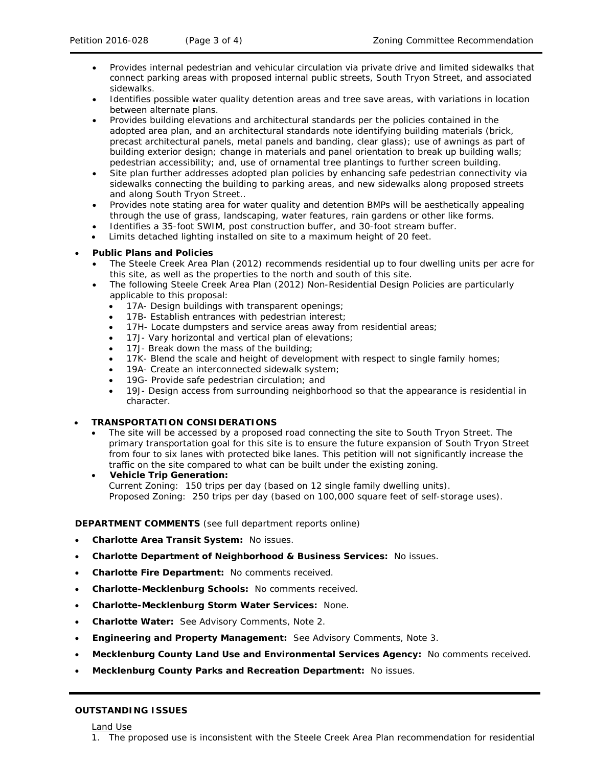- Provides internal pedestrian and vehicular circulation via private drive and limited sidewalks that connect parking areas with proposed internal public streets, South Tryon Street, and associated sidewalks.
- Identifies possible water quality detention areas and tree save areas, with variations in location between alternate plans.
- Provides building elevations and architectural standards per the policies contained in the adopted area plan, and an architectural standards note identifying building materials (brick, precast architectural panels, metal panels and banding, clear glass); use of awnings as part of building exterior design; change in materials and panel orientation to break up building walls; pedestrian accessibility; and, use of ornamental tree plantings to further screen building.
- Site plan further addresses adopted plan policies by enhancing safe pedestrian connectivity via sidewalks connecting the building to parking areas, and new sidewalks along proposed streets and along South Tryon Street..
- Provides note stating area for water quality and detention BMPs will be aesthetically appealing through the use of grass, landscaping, water features, rain gardens or other like forms.
- Identifies a 35-foot SWIM, post construction buffer, and 30-foot stream buffer.
- Limits detached lighting installed on site to a maximum height of 20 feet.

- **Public Plans and Policies**
  - The Steele Creek Area Plan (2012) recommends residential up to four dwelling units per acre for this site, as well as the properties to the north and south of this site.
  - The following Steele Creek Area Plan (2012) Non-Residential Design Policies are particularly applicable to this proposal:
    - 17A- Design buildings with transparent openings;
    - 17B- Establish entrances with pedestrian interest;
    - 17H- Locate dumpsters and service areas away from residential areas;
    - 17J- Vary horizontal and vertical plan of elevations;
    - 17J- Break down the mass of the building;
    - 17K- Blend the scale and height of development with respect to single family homes;
    - 19A- Create an interconnected sidewalk system;
    - 19G- Provide safe pedestrian circulation; and
    - 19J- Design access from surrounding neighborhood so that the appearance is residential in character.

- **TRANSPORTATION CONSIDERATIONS**
  - The site will be accessed by a proposed road connecting the site to South Tryon Street. The primary transportation goal for this site is to ensure the future expansion of South Tryon Street from four to six lanes with protected bike lanes. This petition will not significantly increase the traffic on the site compared to what can be built under the existing zoning.
  - **Vehicle Trip Generation:**
    Current Zoning: 150 trips per day (based on 12 single family dwelling units).
    Proposed Zoning: 250 trips per day (based on 100,000 square feet of self-storage uses).

**DEPARTMENT COMMENTS** (see full department reports online)

- **Charlotte Area Transit System:** No issues.
- **Charlotte Department of Neighborhood & Business Services:** No issues.
- **Charlotte Fire Department:** No comments received.
- **Charlotte-Mecklenburg Schools:** No comments received.
- **Charlotte-Mecklenburg Storm Water Services:** None.
- **Charlotte Water:** See Advisory Comments, Note 2.
- **Engineering and Property Management:** See Advisory Comments, Note 3.
- **Mecklenburg County Land Use and Environmental Services Agency:** No comments received.
- **Mecklenburg County Parks and Recreation Department:** No issues.

**OUTSTANDING ISSUES**

Land Use

1. The proposed use is inconsistent with the Steele Creek Area Plan recommendation for residential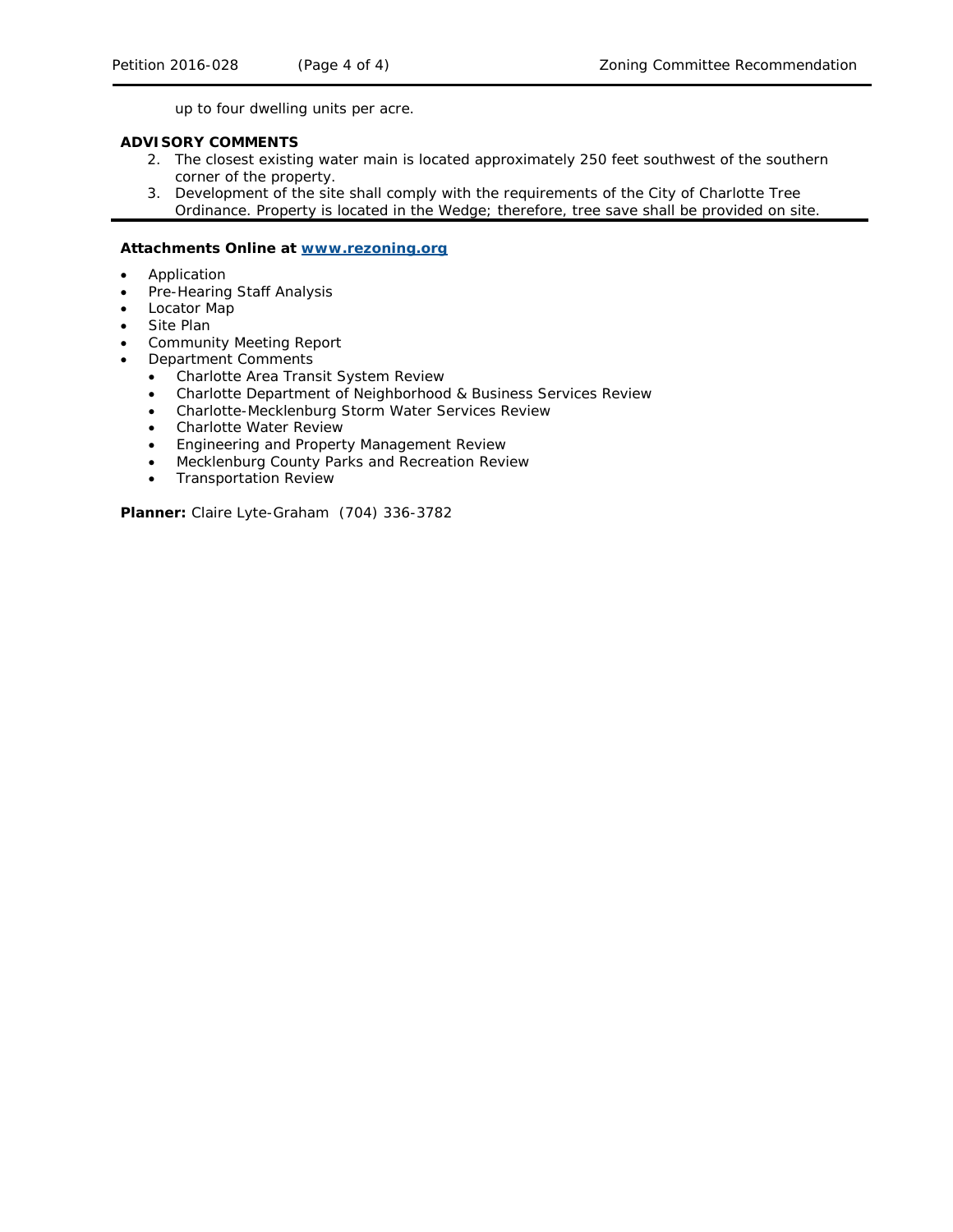up to four dwelling units per acre.

**ADVISORY COMMENTS**

2. The closest existing water main is located approximately 250 feet southwest of the southern corner of the property.
3. Development of the site shall comply with the requirements of the City of Charlotte Tree Ordinance. Property is located in the Wedge; therefore, tree save shall be provided on site.

---

**Attachments Online at [www.rezoning.org](http://www.rezoning.org)**

- Application
- Pre-Hearing Staff Analysis
- Locator Map
- Site Plan
- Community Meeting Report
- Department Comments
  - Charlotte Area Transit System Review
  - Charlotte Department of Neighborhood & Business Services Review
  - Charlotte-Mecklenburg Storm Water Services Review
  - Charlotte Water Review
  - Engineering and Property Management Review
  - Mecklenburg County Parks and Recreation Review
  - Transportation Review

**Planner:** Claire Lyte-Graham (704) 336-3782